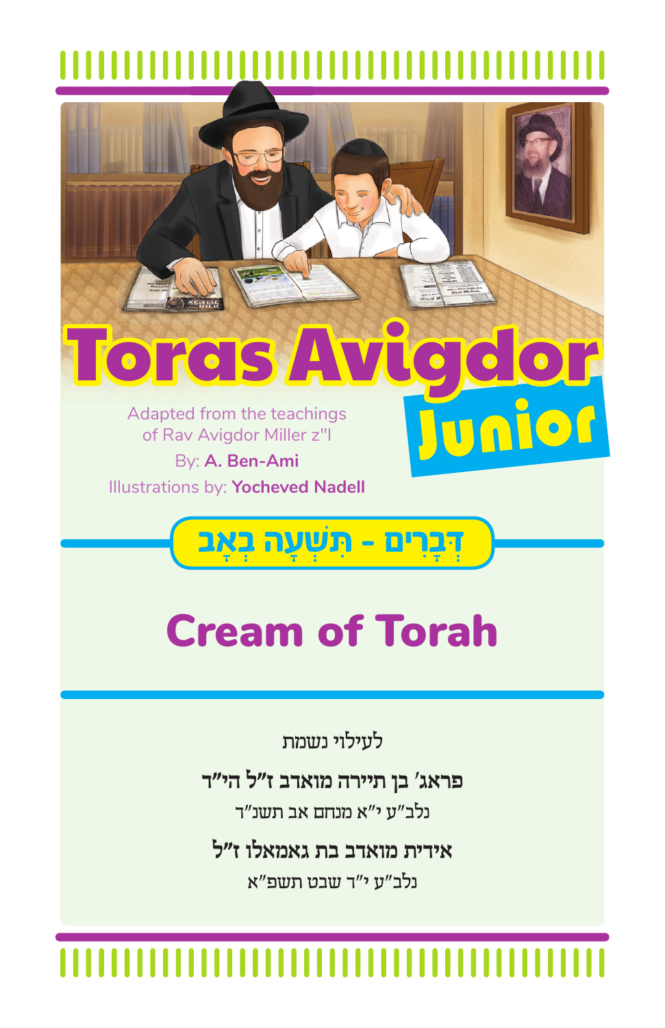# Toras Avigdor Junior

Adapted from the teachings of Rav Avigdor Miller z"l

By: **A. Ben-Ami**

Illustrations by: **Yocheved Nadell**

## דְּבָרִים - תִּשְׁעָה בְּאָב

# Cream of Torah

לעילוי נשמת

**פראג׳ בן תיירה מואדב ז״ל הי״ד**

נלב״ע י״א מנחם אב תשנ״ד

**אידית מואדב בת גאמאלו ז״ל**

נלב״ע י״ד שבט תשפ״א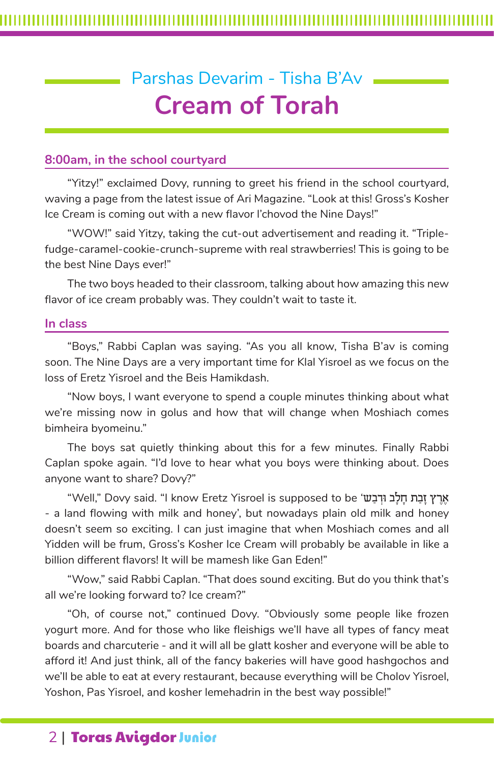## Parshas Devarim - Tisha B'Av

# Cream of Torah

### 8:00am, in the school courtyard

"Yitzy!" exclaimed Dovy, running to greet his friend in the school courtyard, waving a page from the latest issue of Ari Magazine. "Look at this! Gross's Kosher Ice Cream is coming out with a new flavor l'chovod the Nine Days!"

"WOW!" said Yitzy, taking the cut-out advertisement and reading it. "Triple-fudge-caramel-cookie-crunch-supreme with real strawberries! This is going to be the best Nine Days ever!"

The two boys headed to their classroom, talking about how amazing this new flavor of ice cream probably was. They couldn't wait to taste it.

### In class

"Boys," Rabbi Caplan was saying. "As you all know, Tisha B'av is coming soon. The Nine Days are a very important time for Klal Yisroel as we focus on the loss of Eretz Yisroel and the Beis Hamikdash.

"Now boys, I want everyone to spend a couple minutes thinking about what we're missing now in golus and how that will change when Moshiach comes bimheira byomeinu."

The boys sat quietly thinking about this for a few minutes. Finally Rabbi Caplan spoke again. "I'd love to hear what you boys were thinking about. Does anyone want to share? Dovy?"

"Well," Dovy said. "I know Eretz Yisroel is supposed to be 'אֶרֶץ זָבַת חָלָב וּדְבַשׁ - a land flowing with milk and honey', but nowadays plain old milk and honey doesn't seem so exciting. I can just imagine that when Moshiach comes and all Yidden will be frum, Gross's Kosher Ice Cream will probably be available in like a billion different flavors! It will be mamesh like Gan Eden!"

"Wow," said Rabbi Caplan. "That does sound exciting. But do you think that's all we're looking forward to? Ice cream?"

"Oh, of course not," continued Dovy. "Obviously some people like frozen yogurt more. And for those who like fleishigs we'll have all types of fancy meat boards and charcuterie - and it will all be glatt kosher and everyone will be able to afford it! And just think, all of the fancy bakeries will have good hashgochos and we'll be able to eat at every restaurant, because everything will be Cholov Yisroel, Yoshon, Pas Yisroel, and kosher lemehadrin in the best way possible!"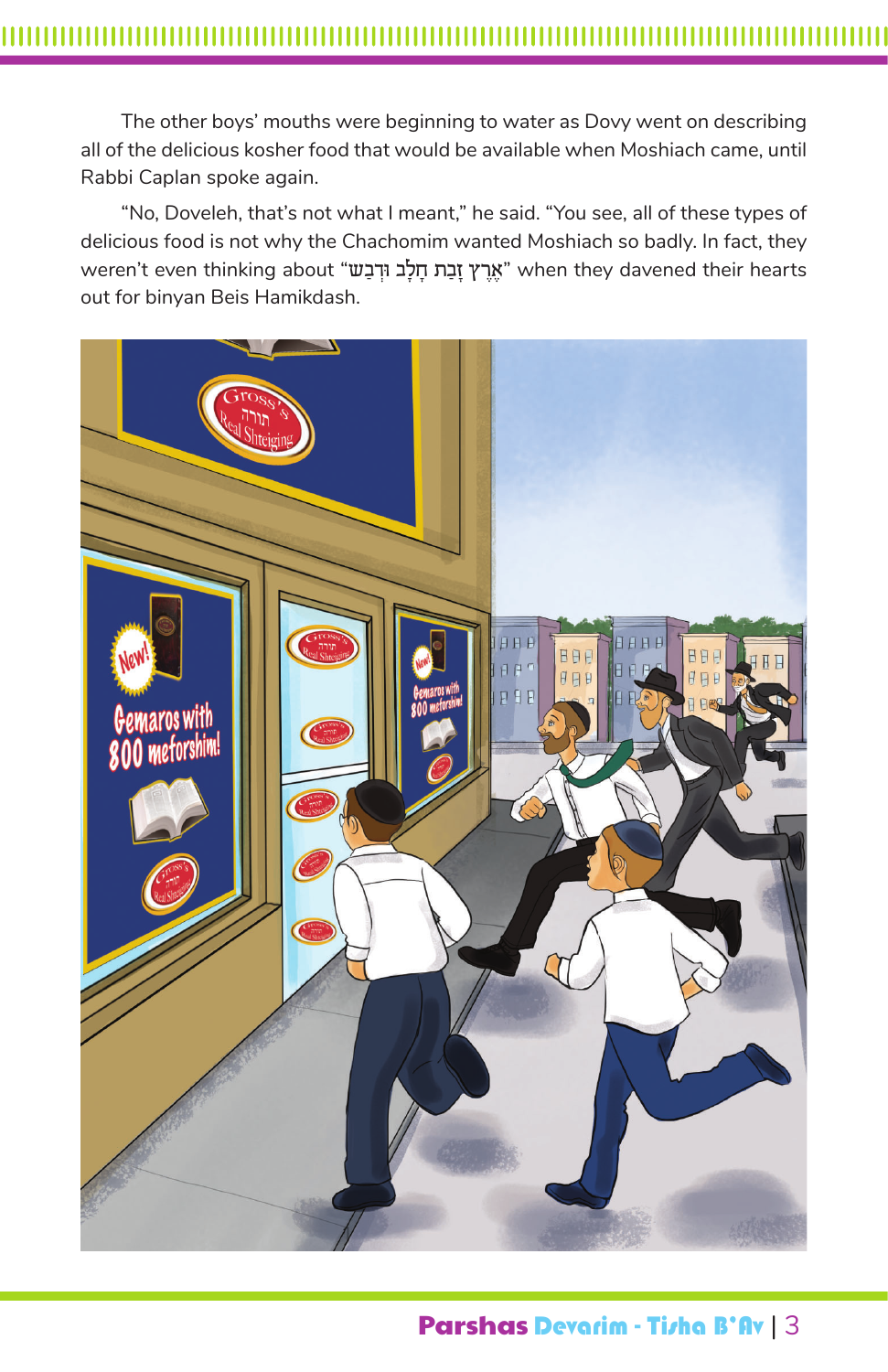The other boys' mouths were beginning to water as Dovy went on describing all of the delicious kosher food that would be available when Moshiach came, until Rabbi Caplan spoke again.

"No, Doveleh, that's not what I meant," he said. "You see, all of these types of delicious food is not why the Chachomim wanted Moshiach so badly. In fact, they weren't even thinking about "אֶרֶץ זָבַת חָלָב וּדְבַשׁ" when they davened their hearts out for binyan Beis Hamikdash.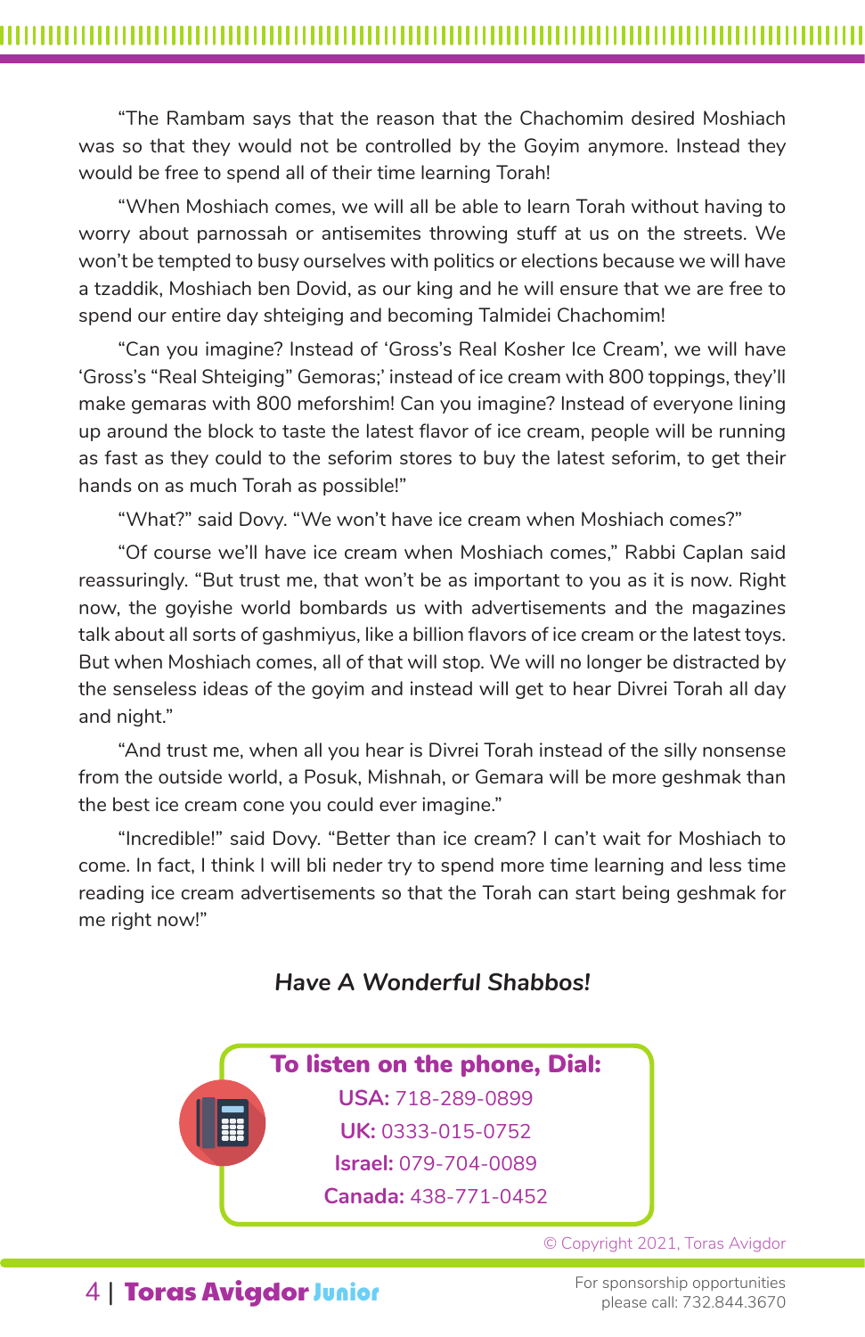"The Rambam says that the reason that the Chachomim desired Moshiach was so that they would not be controlled by the Goyim anymore. Instead they would be free to spend all of their time learning Torah!

"When Moshiach comes, we will all be able to learn Torah without having to worry about parnossah or antisemites throwing stuff at us on the streets. We won't be tempted to busy ourselves with politics or elections because we will have a tzaddik, Moshiach ben Dovid, as our king and he will ensure that we are free to spend our entire day shteiging and becoming Talmidei Chachomim!

"Can you imagine? Instead of 'Gross's Real Kosher Ice Cream', we will have 'Gross's "Real Shteiging" Gemoras;' instead of ice cream with 800 toppings, they'll make gemaras with 800 meforshim! Can you imagine? Instead of everyone lining up around the block to taste the latest flavor of ice cream, people will be running as fast as they could to the seforim stores to buy the latest seforim, to get their hands on as much Torah as possible!"

"What?" said Dovy. "We won't have ice cream when Moshiach comes?"

"Of course we'll have ice cream when Moshiach comes," Rabbi Caplan said reassuringly. "But trust me, that won't be as important to you as it is now. Right now, the goyishe world bombards us with advertisements and the magazines talk about all sorts of gashmiyus, like a billion flavors of ice cream or the latest toys. But when Moshiach comes, all of that will stop. We will no longer be distracted by the senseless ideas of the goyim and instead will get to hear Divrei Torah all day and night."

"And trust me, when all you hear is Divrei Torah instead of the silly nonsense from the outside world, a Posuk, Mishnah, or Gemara will be more geshmak than the best ice cream cone you could ever imagine."

"Incredible!" said Dovy. "Better than ice cream? I can't wait for Moshiach to come. In fact, I think I will bli neder try to spend more time learning and less time reading ice cream advertisements so that the Torah can start being geshmak for me right now!"

***Have A Wonderful Shabbos!***

**To listen on the phone, Dial:**

**USA:** 718-289-0899

**UK:** 0333-015-0752

**Israel:** 079-704-0089

**Canada:** 438-771-0452

© Copyright 2021, Toras Avigdor

For sponsorship opportunities please call: 732.844.3670